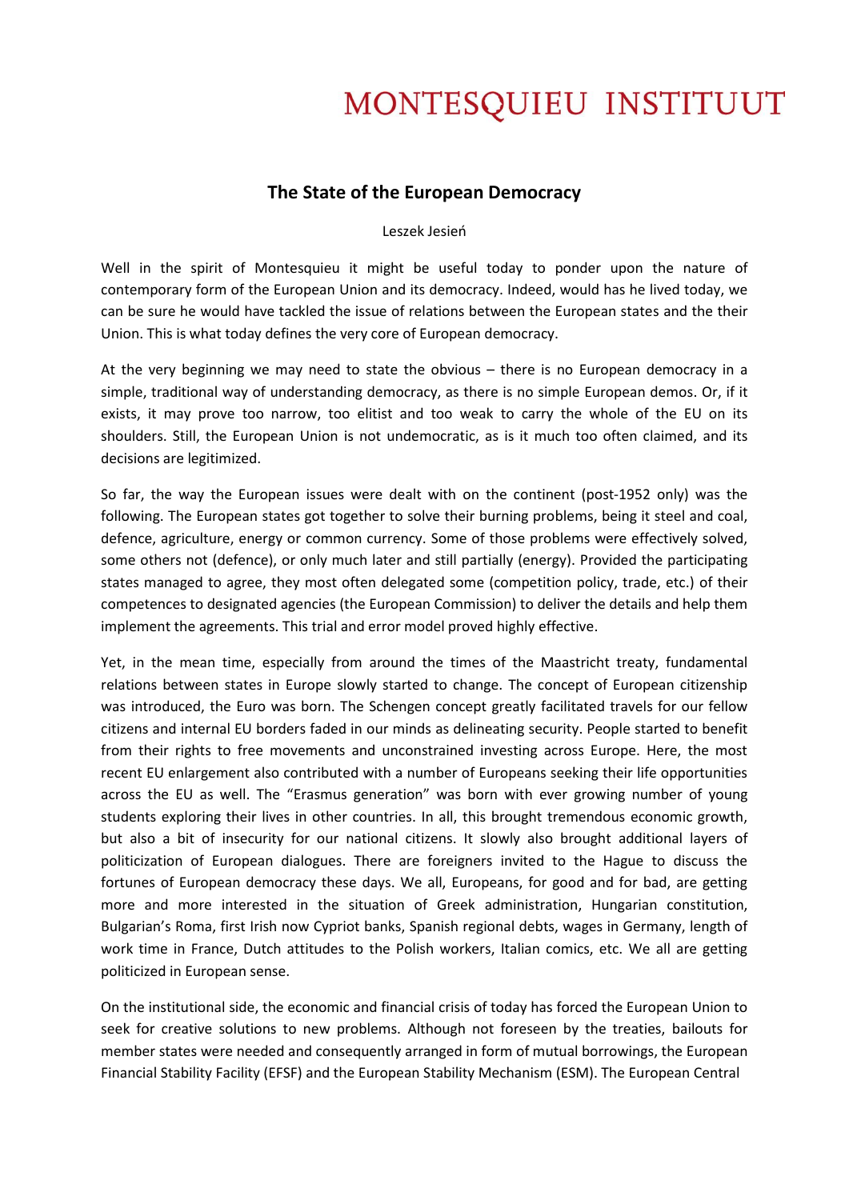MONTESQUIEU INSTITUUT

## The State of the European Democracy

Leszek Jesień

Well in the spirit of Montesquieu it might be useful today to ponder upon the nature of contemporary form of the European Union and its democracy. Indeed, would has he lived today, we can be sure he would have tackled the issue of relations between the European states and the their Union. This is what today defines the very core of European democracy.

At the very beginning we may need to state the obvious – there is no European democracy in a simple, traditional way of understanding democracy, as there is no simple European demos. Or, if it exists, it may prove too narrow, too elitist and too weak to carry the whole of the EU on its shoulders. Still, the European Union is not undemocratic, as is it much too often claimed, and its decisions are legitimized.

So far, the way the European issues were dealt with on the continent (post-1952 only) was the following. The European states got together to solve their burning problems, being it steel and coal, defence, agriculture, energy or common currency. Some of those problems were effectively solved, some others not (defence), or only much later and still partially (energy). Provided the participating states managed to agree, they most often delegated some (competition policy, trade, etc.) of their competences to designated agencies (the European Commission) to deliver the details and help them implement the agreements. This trial and error model proved highly effective.

Yet, in the mean time, especially from around the times of the Maastricht treaty, fundamental relations between states in Europe slowly started to change. The concept of European citizenship was introduced, the Euro was born. The Schengen concept greatly facilitated travels for our fellow citizens and internal EU borders faded in our minds as delineating security. People started to benefit from their rights to free movements and unconstrained investing across Europe. Here, the most recent EU enlargement also contributed with a number of Europeans seeking their life opportunities across the EU as well. The "Erasmus generation" was born with ever growing number of young students exploring their lives in other countries. In all, this brought tremendous economic growth, but also a bit of insecurity for our national citizens. It slowly also brought additional layers of politicization of European dialogues. There are foreigners invited to the Hague to discuss the fortunes of European democracy these days. We all, Europeans, for good and for bad, are getting more and more interested in the situation of Greek administration, Hungarian constitution, Bulgarian's Roma, first Irish now Cypriot banks, Spanish regional debts, wages in Germany, length of work time in France, Dutch attitudes to the Polish workers, Italian comics, etc. We all are getting politicized in European sense.

On the institutional side, the economic and financial crisis of today has forced the European Union to seek for creative solutions to new problems. Although not foreseen by the treaties, bailouts for member states were needed and consequently arranged in form of mutual borrowings, the European Financial Stability Facility (EFSF) and the European Stability Mechanism (ESM). The European Central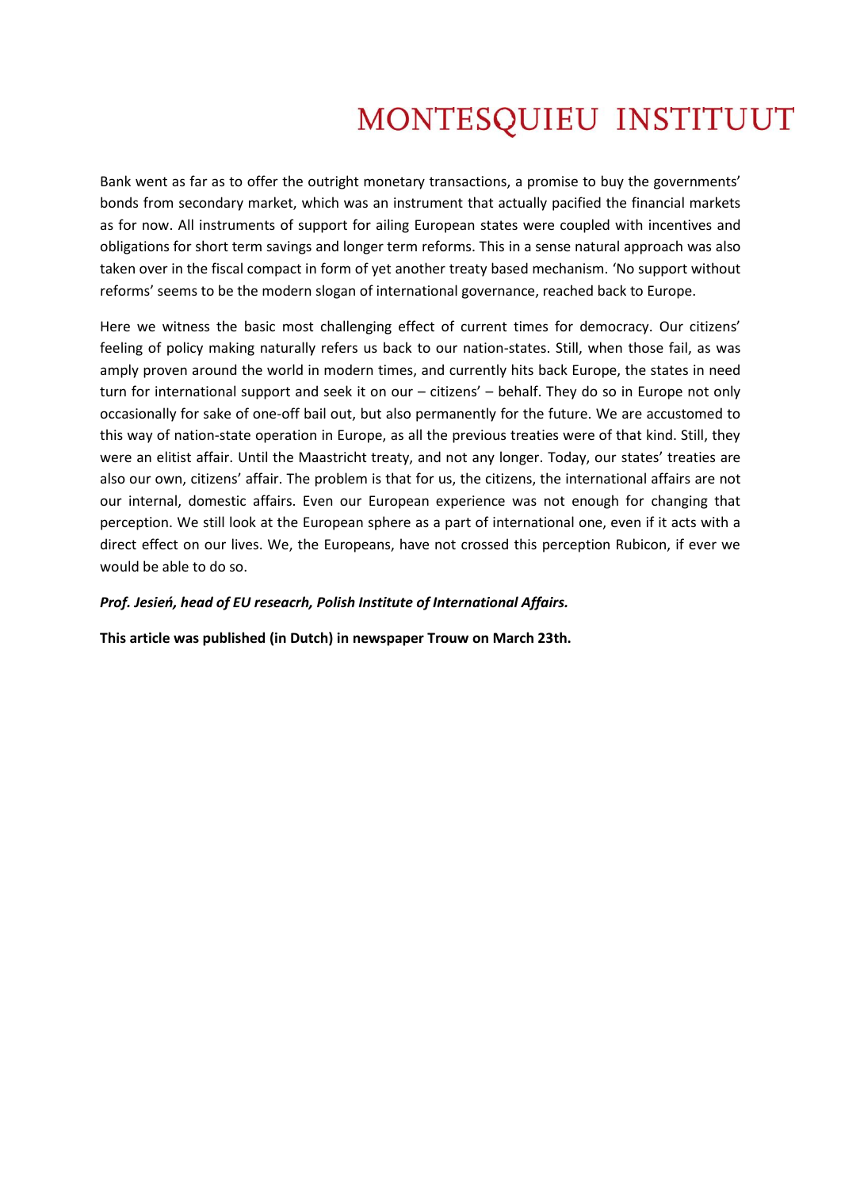Bank went as far as to offer the outright monetary transactions, a promise to buy the governments' bonds from secondary market, which was an instrument that actually pacified the financial markets as for now. All instruments of support for ailing European states were coupled with incentives and obligations for short term savings and longer term reforms. This in a sense natural approach was also taken over in the fiscal compact in form of yet another treaty based mechanism. 'No support without reforms' seems to be the modern slogan of international governance, reached back to Europe.

Here we witness the basic most challenging effect of current times for democracy. Our citizens' feeling of policy making naturally refers us back to our nation-states. Still, when those fail, as was amply proven around the world in modern times, and currently hits back Europe, the states in need turn for international support and seek it on our – citizens' – behalf. They do so in Europe not only occasionally for sake of one-off bail out, but also permanently for the future. We are accustomed to this way of nation-state operation in Europe, as all the previous treaties were of that kind. Still, they were an elitist affair. Until the Maastricht treaty, and not any longer. Today, our states' treaties are also our own, citizens' affair. The problem is that for us, the citizens, the international affairs are not our internal, domestic affairs. Even our European experience was not enough for changing that perception. We still look at the European sphere as a part of international one, even if it acts with a direct effect on our lives. We, the Europeans, have not crossed this perception Rubicon, if ever we would be able to do so.

***Prof. Jesień, head of EU reseacrh, Polish Institute of International Affairs.***

**This article was published (in Dutch) in newspaper Trouw on March 23th.**